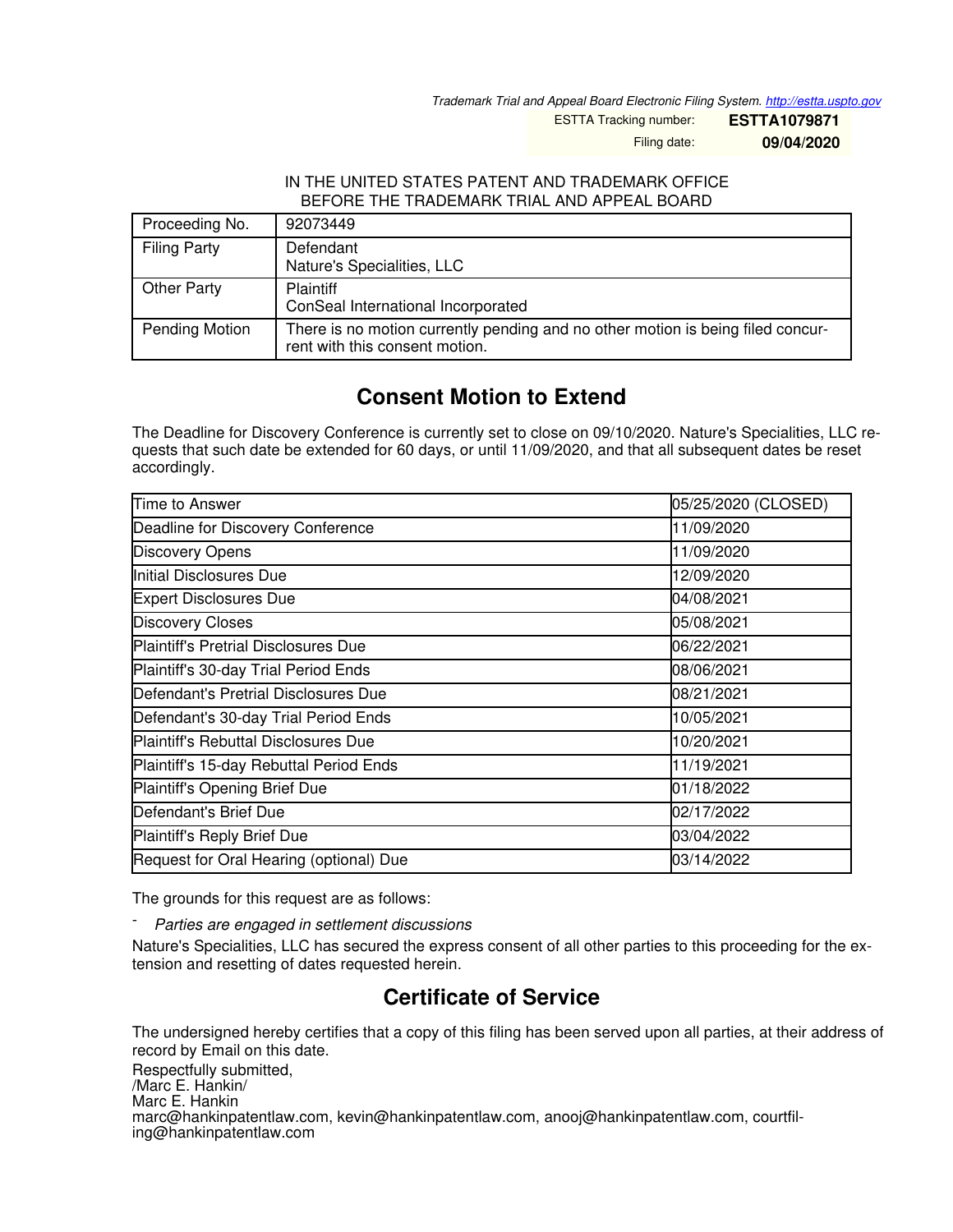Trademark Trial and Appeal Board Electronic Filing System. http://estta.uspto.gov

ESTTA Tracking number: **ESTTA1079871**

Filing date: **09/04/2020**

IN THE UNITED STATES PATENT AND TRADEMARK OFFICE
BEFORE THE TRADEMARK TRIAL AND APPEAL BOARD

| Proceeding No. | 92073449 |
|---|---|
| Filing Party | Defendant<br>Nature's Specialities, LLC |
| Other Party | Plaintiff<br>ConSeal International Incorporated |
| Pending Motion | There is no motion currently pending and no other motion is being filed concurrent with this consent motion. |

## Consent Motion to Extend

The Deadline for Discovery Conference is currently set to close on 09/10/2020. Nature's Specialities, LLC requests that such date be extended for 60 days, or until 11/09/2020, and that all subsequent dates be reset accordingly.

| Time to Answer | 05/25/2020 (CLOSED) |
|---|---|
| Deadline for Discovery Conference | 11/09/2020 |
| Discovery Opens | 11/09/2020 |
| Initial Disclosures Due | 12/09/2020 |
| Expert Disclosures Due | 04/08/2021 |
| Discovery Closes | 05/08/2021 |
| Plaintiff's Pretrial Disclosures Due | 06/22/2021 |
| Plaintiff's 30-day Trial Period Ends | 08/06/2021 |
| Defendant's Pretrial Disclosures Due | 08/21/2021 |
| Defendant's 30-day Trial Period Ends | 10/05/2021 |
| Plaintiff's Rebuttal Disclosures Due | 10/20/2021 |
| Plaintiff's 15-day Rebuttal Period Ends | 11/19/2021 |
| Plaintiff's Opening Brief Due | 01/18/2022 |
| Defendant's Brief Due | 02/17/2022 |
| Plaintiff's Reply Brief Due | 03/04/2022 |
| Request for Oral Hearing (optional) Due | 03/14/2022 |

The grounds for this request are as follows:

- *Parties are engaged in settlement discussions*

Nature's Specialities, LLC has secured the express consent of all other parties to this proceeding for the extension and resetting of dates requested herein.

## Certificate of Service

The undersigned hereby certifies that a copy of this filing has been served upon all parties, at their address of record by Email on this date.

Respectfully submitted,
/Marc E. Hankin/
Marc E. Hankin
marc@hankinpatentlaw.com, kevin@hankinpatentlaw.com, anooj@hankinpatentlaw.com, courtfiling@hankinpatentlaw.com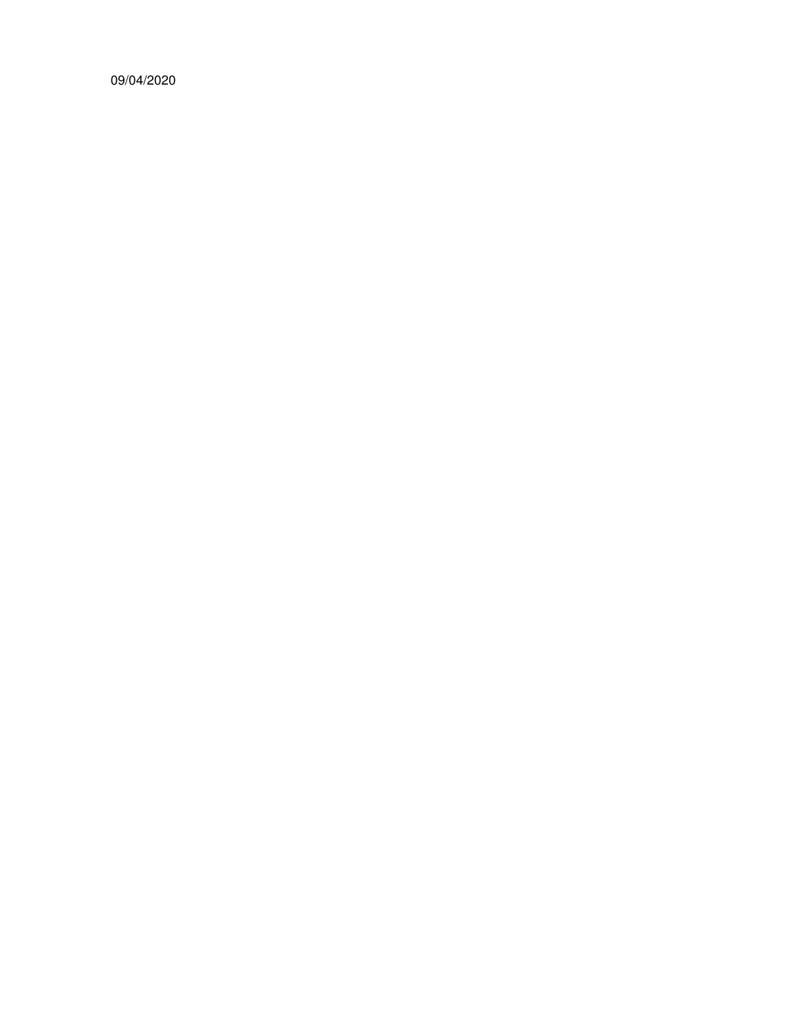09/04/2020